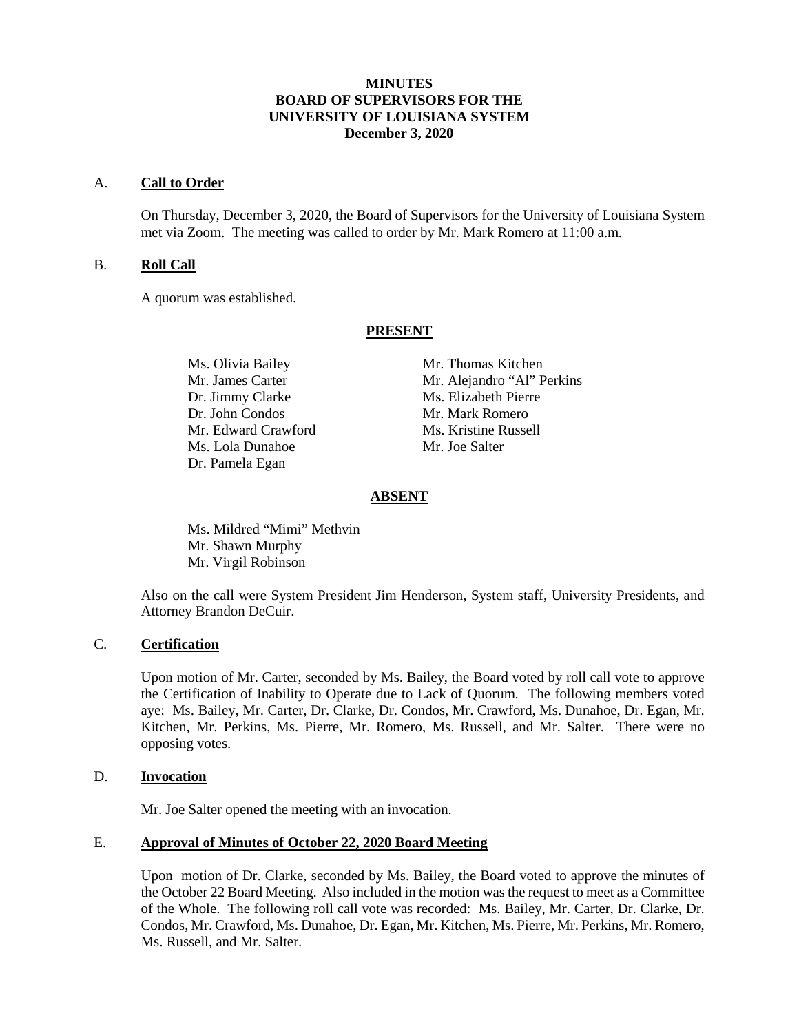**MINUTES**
**BOARD OF SUPERVISORS FOR THE**
**UNIVERSITY OF LOUISIANA SYSTEM**
**December 3, 2020**

A. **Call to Order**

On Thursday, December 3, 2020, the Board of Supervisors for the University of Louisiana System met via Zoom. The meeting was called to order by Mr. Mark Romero at 11:00 a.m.

B. **Roll Call**

A quorum was established.

**PRESENT**

Ms. Olivia Bailey
Mr. James Carter
Dr. Jimmy Clarke
Dr. John Condos
Mr. Edward Crawford
Ms. Lola Dunahoe
Dr. Pamela Egan
Mr. Thomas Kitchen
Mr. Alejandro "Al" Perkins
Ms. Elizabeth Pierre
Mr. Mark Romero
Ms. Kristine Russell
Mr. Joe Salter

**ABSENT**

Ms. Mildred "Mimi" Methvin
Mr. Shawn Murphy
Mr. Virgil Robinson

Also on the call were System President Jim Henderson, System staff, University Presidents, and Attorney Brandon DeCuir.

C. **Certification**

Upon motion of Mr. Carter, seconded by Ms. Bailey, the Board voted by roll call vote to approve the Certification of Inability to Operate due to Lack of Quorum. The following members voted aye: Ms. Bailey, Mr. Carter, Dr. Clarke, Dr. Condos, Mr. Crawford, Ms. Dunahoe, Dr. Egan, Mr. Kitchen, Mr. Perkins, Ms. Pierre, Mr. Romero, Ms. Russell, and Mr. Salter. There were no opposing votes.

D. **Invocation**

Mr. Joe Salter opened the meeting with an invocation.

E. **Approval of Minutes of October 22, 2020 Board Meeting**

Upon motion of Dr. Clarke, seconded by Ms. Bailey, the Board voted to approve the minutes of the October 22 Board Meeting. Also included in the motion was the request to meet as a Committee of the Whole. The following roll call vote was recorded: Ms. Bailey, Mr. Carter, Dr. Clarke, Dr. Condos, Mr. Crawford, Ms. Dunahoe, Dr. Egan, Mr. Kitchen, Ms. Pierre, Mr. Perkins, Mr. Romero, Ms. Russell, and Mr. Salter.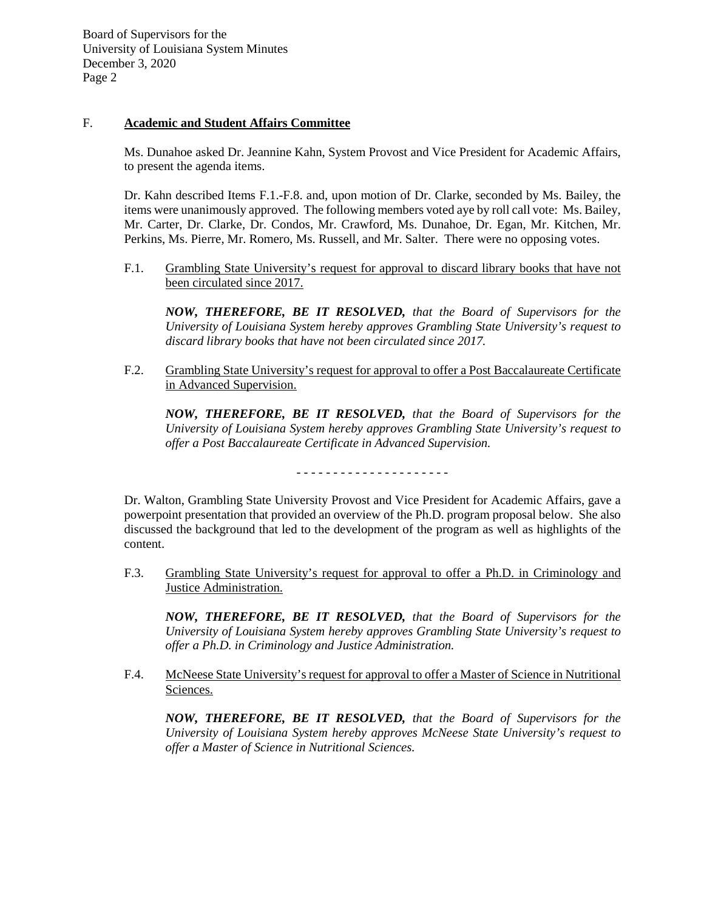## F. **Academic and Student Affairs Committee**

Ms. Dunahoe asked Dr. Jeannine Kahn, System Provost and Vice President for Academic Affairs, to present the agenda items.

Dr. Kahn described Items F.1.-F.8. and, upon motion of Dr. Clarke, seconded by Ms. Bailey, the items were unanimously approved. The following members voted aye by roll call vote: Ms. Bailey, Mr. Carter, Dr. Clarke, Dr. Condos, Mr. Crawford, Ms. Dunahoe, Dr. Egan, Mr. Kitchen, Mr. Perkins, Ms. Pierre, Mr. Romero, Ms. Russell, and Mr. Salter. There were no opposing votes.

F.1. Grambling State University's request for approval to discard library books that have not been circulated since 2017.

***NOW, THEREFORE, BE IT RESOLVED,*** *that the Board of Supervisors for the University of Louisiana System hereby approves Grambling State University's request to discard library books that have not been circulated since 2017.*

F.2. Grambling State University's request for approval to offer a Post Baccalaureate Certificate in Advanced Supervision.

***NOW, THEREFORE, BE IT RESOLVED,*** *that the Board of Supervisors for the University of Louisiana System hereby approves Grambling State University's request to offer a Post Baccalaureate Certificate in Advanced Supervision.*

- - - - - - - - - - - - - - - - - - - - -

Dr. Walton, Grambling State University Provost and Vice President for Academic Affairs, gave a powerpoint presentation that provided an overview of the Ph.D. program proposal below. She also discussed the background that led to the development of the program as well as highlights of the content.

F.3. Grambling State University's request for approval to offer a Ph.D. in Criminology and Justice Administration.

***NOW, THEREFORE, BE IT RESOLVED,*** *that the Board of Supervisors for the University of Louisiana System hereby approves Grambling State University's request to offer a Ph.D. in Criminology and Justice Administration.*

F.4. McNeese State University's request for approval to offer a Master of Science in Nutritional Sciences.

***NOW, THEREFORE, BE IT RESOLVED,*** *that the Board of Supervisors for the University of Louisiana System hereby approves McNeese State University's request to offer a Master of Science in Nutritional Sciences.*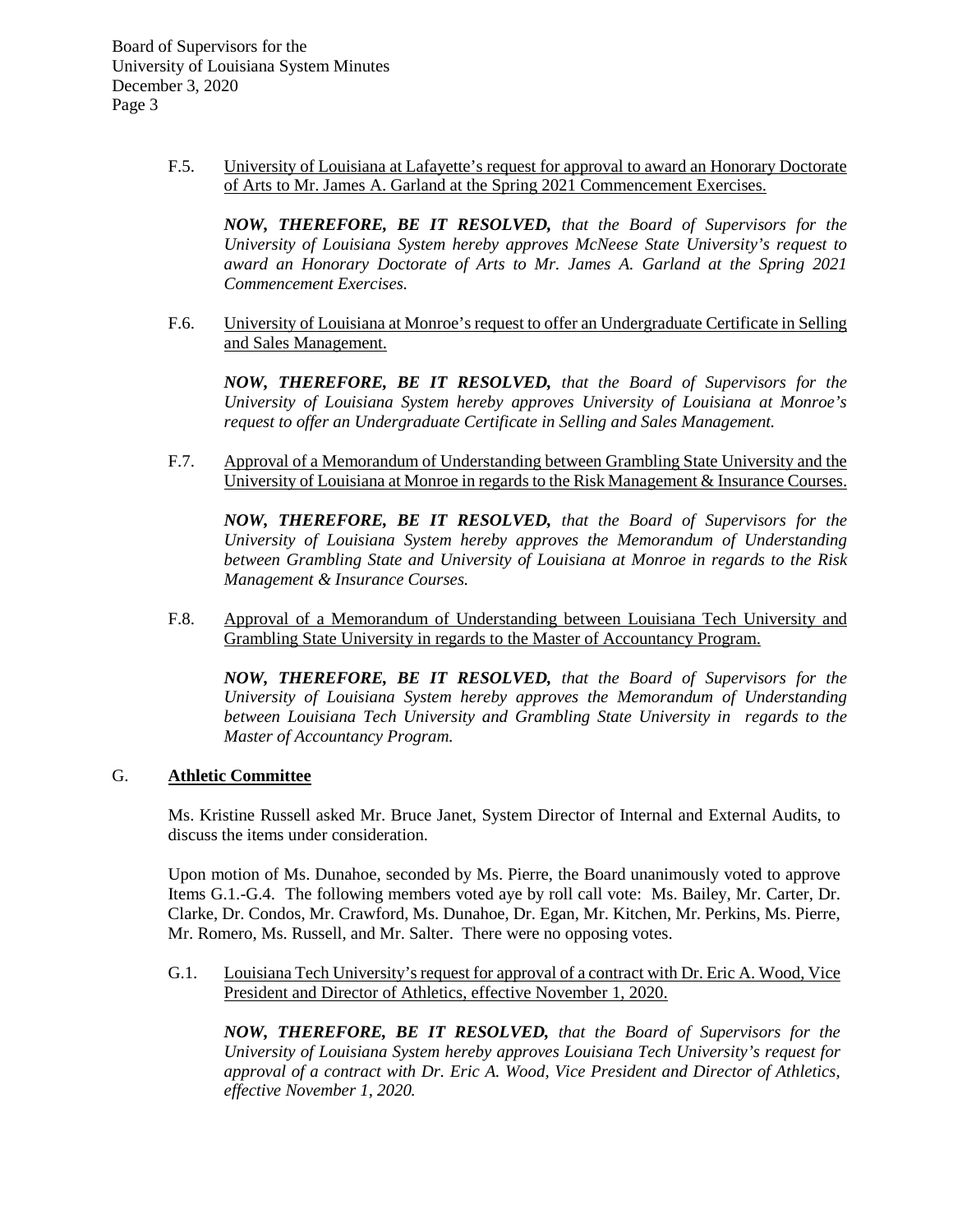F.5. University of Louisiana at Lafayette's request for approval to award an Honorary Doctorate of Arts to Mr. James A. Garland at the Spring 2021 Commencement Exercises.

***NOW, THEREFORE, BE IT RESOLVED,*** *that the Board of Supervisors for the University of Louisiana System hereby approves McNeese State University's request to award an Honorary Doctorate of Arts to Mr. James A. Garland at the Spring 2021 Commencement Exercises.*

F.6. University of Louisiana at Monroe's request to offer an Undergraduate Certificate in Selling and Sales Management.

***NOW, THEREFORE, BE IT RESOLVED,*** *that the Board of Supervisors for the University of Louisiana System hereby approves University of Louisiana at Monroe's request to offer an Undergraduate Certificate in Selling and Sales Management.*

F.7. Approval of a Memorandum of Understanding between Grambling State University and the University of Louisiana at Monroe in regards to the Risk Management & Insurance Courses.

***NOW, THEREFORE, BE IT RESOLVED,*** *that the Board of Supervisors for the University of Louisiana System hereby approves the Memorandum of Understanding between Grambling State and University of Louisiana at Monroe in regards to the Risk Management & Insurance Courses.*

F.8. Approval of a Memorandum of Understanding between Louisiana Tech University and Grambling State University in regards to the Master of Accountancy Program.

***NOW, THEREFORE, BE IT RESOLVED,*** *that the Board of Supervisors for the University of Louisiana System hereby approves the Memorandum of Understanding between Louisiana Tech University and Grambling State University in regards to the Master of Accountancy Program.*

## G. **Athletic Committee**

Ms. Kristine Russell asked Mr. Bruce Janet, System Director of Internal and External Audits, to discuss the items under consideration.

Upon motion of Ms. Dunahoe, seconded by Ms. Pierre, the Board unanimously voted to approve Items G.1.-G.4. The following members voted aye by roll call vote: Ms. Bailey, Mr. Carter, Dr. Clarke, Dr. Condos, Mr. Crawford, Ms. Dunahoe, Dr. Egan, Mr. Kitchen, Mr. Perkins, Ms. Pierre, Mr. Romero, Ms. Russell, and Mr. Salter. There were no opposing votes.

G.1. Louisiana Tech University's request for approval of a contract with Dr. Eric A. Wood, Vice President and Director of Athletics, effective November 1, 2020.

***NOW, THEREFORE, BE IT RESOLVED,*** *that the Board of Supervisors for the University of Louisiana System hereby approves Louisiana Tech University's request for approval of a contract with Dr. Eric A. Wood, Vice President and Director of Athletics, effective November 1, 2020.*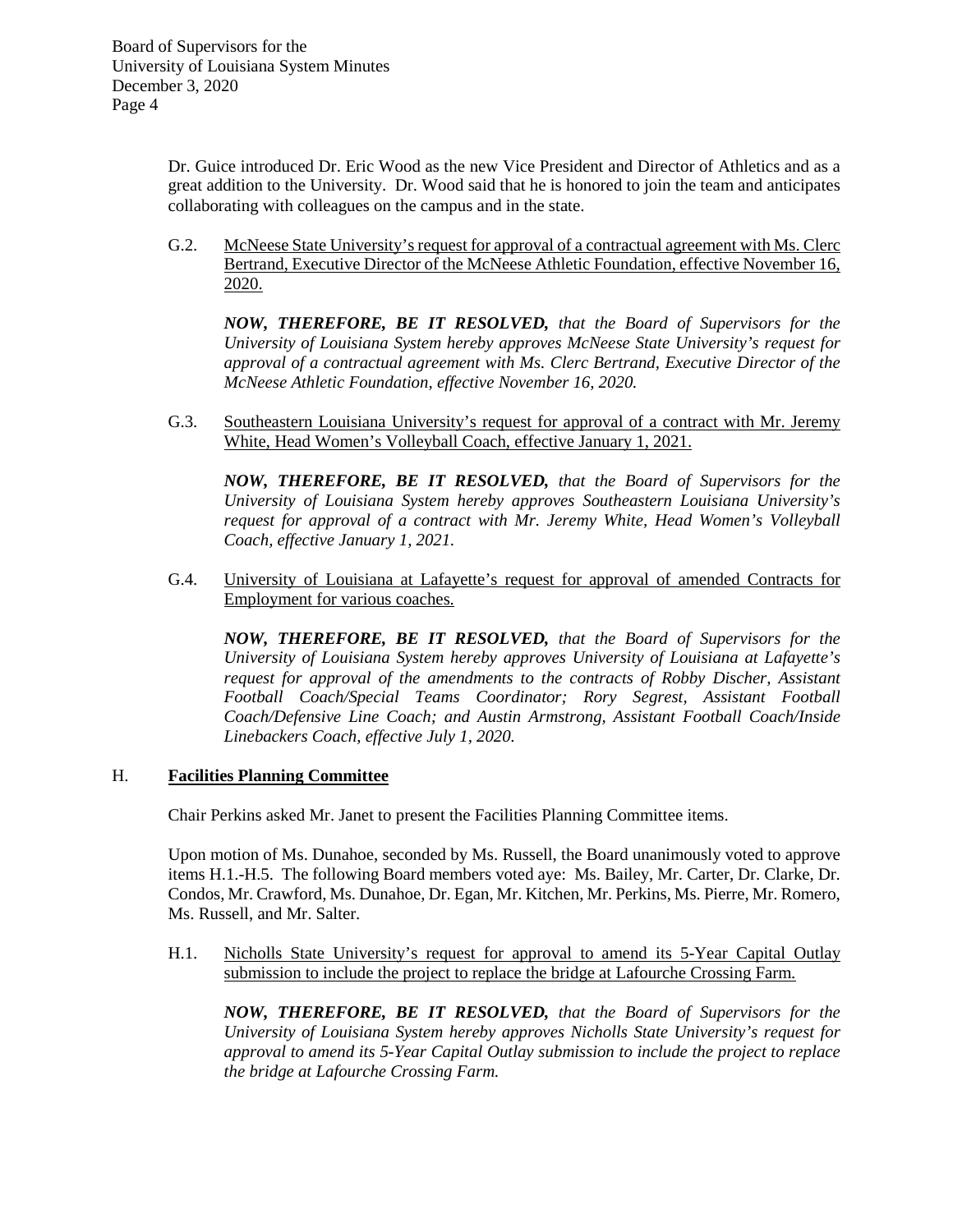Dr. Guice introduced Dr. Eric Wood as the new Vice President and Director of Athletics and as a great addition to the University. Dr. Wood said that he is honored to join the team and anticipates collaborating with colleagues on the campus and in the state.

G.2. McNeese State University's request for approval of a contractual agreement with Ms. Clerc Bertrand, Executive Director of the McNeese Athletic Foundation, effective November 16, 2020.

***NOW, THEREFORE, BE IT RESOLVED,*** *that the Board of Supervisors for the University of Louisiana System hereby approves McNeese State University's request for approval of a contractual agreement with Ms. Clerc Bertrand, Executive Director of the McNeese Athletic Foundation, effective November 16, 2020.*

G.3. Southeastern Louisiana University's request for approval of a contract with Mr. Jeremy White, Head Women's Volleyball Coach, effective January 1, 2021.

***NOW, THEREFORE, BE IT RESOLVED,*** *that the Board of Supervisors for the University of Louisiana System hereby approves Southeastern Louisiana University's request for approval of a contract with Mr. Jeremy White, Head Women's Volleyball Coach, effective January 1, 2021.*

G.4. University of Louisiana at Lafayette's request for approval of amended Contracts for Employment for various coaches.

***NOW, THEREFORE, BE IT RESOLVED,*** *that the Board of Supervisors for the University of Louisiana System hereby approves University of Louisiana at Lafayette's request for approval of the amendments to the contracts of Robby Discher, Assistant Football Coach/Special Teams Coordinator; Rory Segrest, Assistant Football Coach/Defensive Line Coach; and Austin Armstrong, Assistant Football Coach/Inside Linebackers Coach, effective July 1, 2020.*

## H. Facilities Planning Committee

Chair Perkins asked Mr. Janet to present the Facilities Planning Committee items.

Upon motion of Ms. Dunahoe, seconded by Ms. Russell, the Board unanimously voted to approve items H.1.-H.5. The following Board members voted aye: Ms. Bailey, Mr. Carter, Dr. Clarke, Dr. Condos, Mr. Crawford, Ms. Dunahoe, Dr. Egan, Mr. Kitchen, Mr. Perkins, Ms. Pierre, Mr. Romero, Ms. Russell, and Mr. Salter.

H.1. Nicholls State University's request for approval to amend its 5-Year Capital Outlay submission to include the project to replace the bridge at Lafourche Crossing Farm.

***NOW, THEREFORE, BE IT RESOLVED,*** *that the Board of Supervisors for the University of Louisiana System hereby approves Nicholls State University's request for approval to amend its 5-Year Capital Outlay submission to include the project to replace the bridge at Lafourche Crossing Farm.*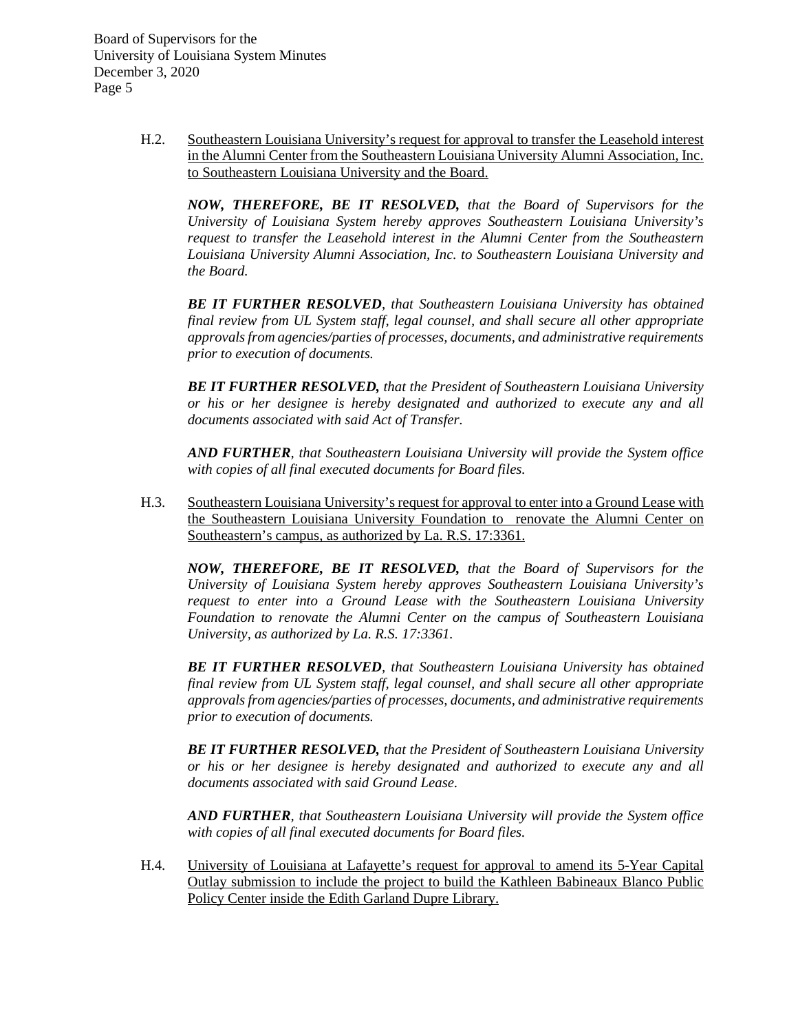H.2. Southeastern Louisiana University's request for approval to transfer the Leasehold interest in the Alumni Center from the Southeastern Louisiana University Alumni Association, Inc. to Southeastern Louisiana University and the Board.

***NOW, THEREFORE, BE IT RESOLVED,*** *that the Board of Supervisors for the University of Louisiana System hereby approves Southeastern Louisiana University's request to transfer the Leasehold interest in the Alumni Center from the Southeastern Louisiana University Alumni Association, Inc. to Southeastern Louisiana University and the Board.*

***BE IT FURTHER RESOLVED****, that Southeastern Louisiana University has obtained final review from UL System staff, legal counsel, and shall secure all other appropriate approvals from agencies/parties of processes, documents, and administrative requirements prior to execution of documents.*

***BE IT FURTHER RESOLVED,*** *that the President of Southeastern Louisiana University or his or her designee is hereby designated and authorized to execute any and all documents associated with said Act of Transfer.*

***AND FURTHER****, that Southeastern Louisiana University will provide the System office with copies of all final executed documents for Board files.*

H.3. Southeastern Louisiana University's request for approval to enter into a Ground Lease with the Southeastern Louisiana University Foundation to renovate the Alumni Center on Southeastern's campus, as authorized by La. R.S. 17:3361.

***NOW, THEREFORE, BE IT RESOLVED,*** *that the Board of Supervisors for the University of Louisiana System hereby approves Southeastern Louisiana University's request to enter into a Ground Lease with the Southeastern Louisiana University Foundation to renovate the Alumni Center on the campus of Southeastern Louisiana University, as authorized by La. R.S. 17:3361.*

***BE IT FURTHER RESOLVED****, that Southeastern Louisiana University has obtained final review from UL System staff, legal counsel, and shall secure all other appropriate approvals from agencies/parties of processes, documents, and administrative requirements prior to execution of documents.*

***BE IT FURTHER RESOLVED,*** *that the President of Southeastern Louisiana University or his or her designee is hereby designated and authorized to execute any and all documents associated with said Ground Lease.*

***AND FURTHER****, that Southeastern Louisiana University will provide the System office with copies of all final executed documents for Board files.*

H.4. University of Louisiana at Lafayette's request for approval to amend its 5-Year Capital Outlay submission to include the project to build the Kathleen Babineaux Blanco Public Policy Center inside the Edith Garland Dupre Library.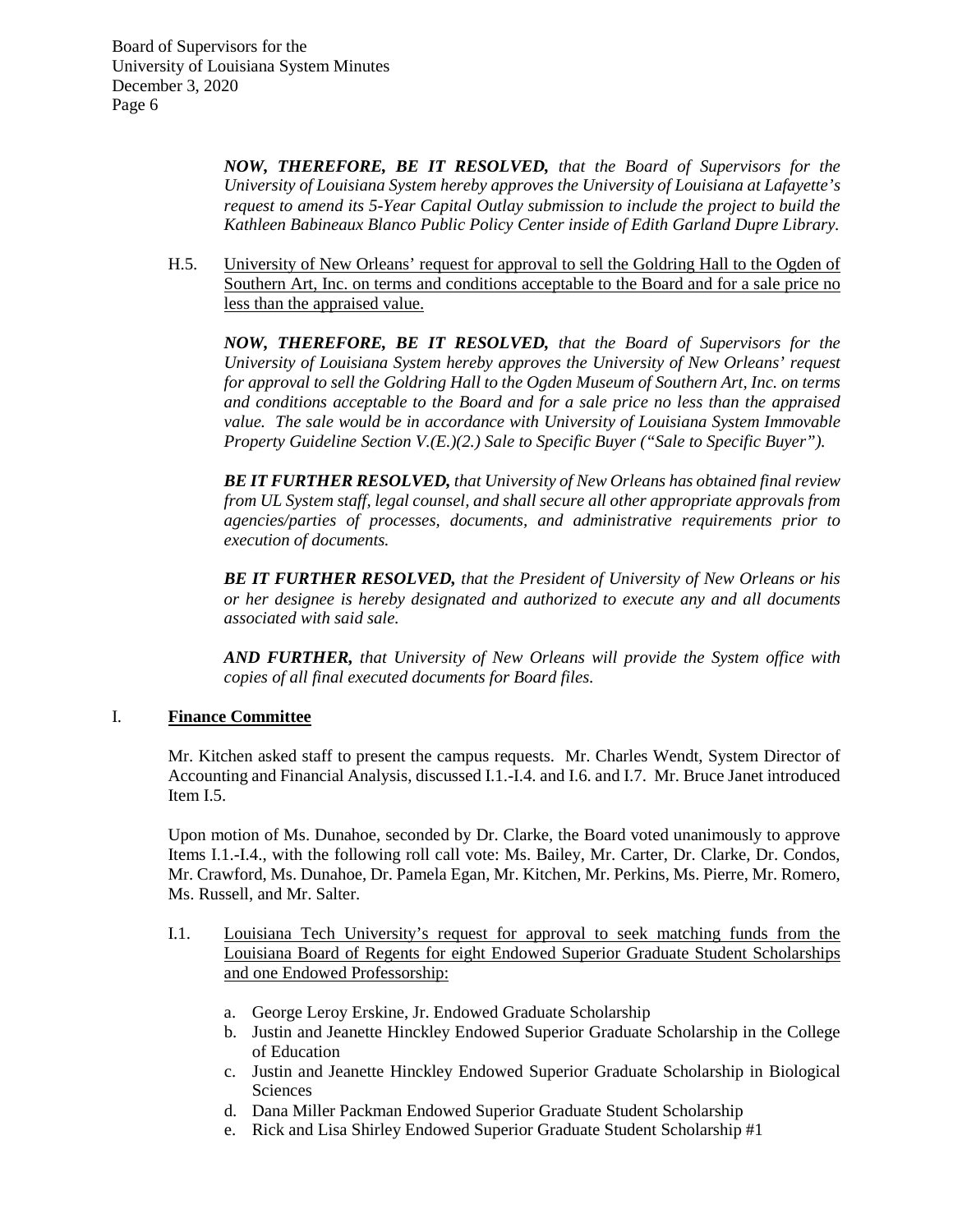***NOW, THEREFORE, BE IT RESOLVED,*** *that the Board of Supervisors for the University of Louisiana System hereby approves the University of Louisiana at Lafayette's request to amend its 5-Year Capital Outlay submission to include the project to build the Kathleen Babineaux Blanco Public Policy Center inside of Edith Garland Dupre Library.*

H.5. University of New Orleans' request for approval to sell the Goldring Hall to the Ogden of Southern Art, Inc. on terms and conditions acceptable to the Board and for a sale price no less than the appraised value.

***NOW, THEREFORE, BE IT RESOLVED,*** *that the Board of Supervisors for the University of Louisiana System hereby approves the University of New Orleans' request for approval to sell the Goldring Hall to the Ogden Museum of Southern Art, Inc. on terms and conditions acceptable to the Board and for a sale price no less than the appraised value. The sale would be in accordance with University of Louisiana System Immovable Property Guideline Section V.(E.)(2.) Sale to Specific Buyer ("Sale to Specific Buyer").*

***BE IT FURTHER RESOLVED,*** *that University of New Orleans has obtained final review from UL System staff, legal counsel, and shall secure all other appropriate approvals from agencies/parties of processes, documents, and administrative requirements prior to execution of documents.*

***BE IT FURTHER RESOLVED,*** *that the President of University of New Orleans or his or her designee is hereby designated and authorized to execute any and all documents associated with said sale.*

***AND FURTHER,*** *that University of New Orleans will provide the System office with copies of all final executed documents for Board files.*

## I. Finance Committee

Mr. Kitchen asked staff to present the campus requests. Mr. Charles Wendt, System Director of Accounting and Financial Analysis, discussed I.1.-I.4. and I.6. and I.7. Mr. Bruce Janet introduced Item I.5.

Upon motion of Ms. Dunahoe, seconded by Dr. Clarke, the Board voted unanimously to approve Items I.1.-I.4., with the following roll call vote: Ms. Bailey, Mr. Carter, Dr. Clarke, Dr. Condos, Mr. Crawford, Ms. Dunahoe, Dr. Pamela Egan, Mr. Kitchen, Mr. Perkins, Ms. Pierre, Mr. Romero, Ms. Russell, and Mr. Salter.

I.1. Louisiana Tech University's request for approval to seek matching funds from the Louisiana Board of Regents for eight Endowed Superior Graduate Student Scholarships and one Endowed Professorship:

a. George Leroy Erskine, Jr. Endowed Graduate Scholarship
b. Justin and Jeanette Hinckley Endowed Superior Graduate Scholarship in the College of Education
c. Justin and Jeanette Hinckley Endowed Superior Graduate Scholarship in Biological Sciences
d. Dana Miller Packman Endowed Superior Graduate Student Scholarship
e. Rick and Lisa Shirley Endowed Superior Graduate Student Scholarship #1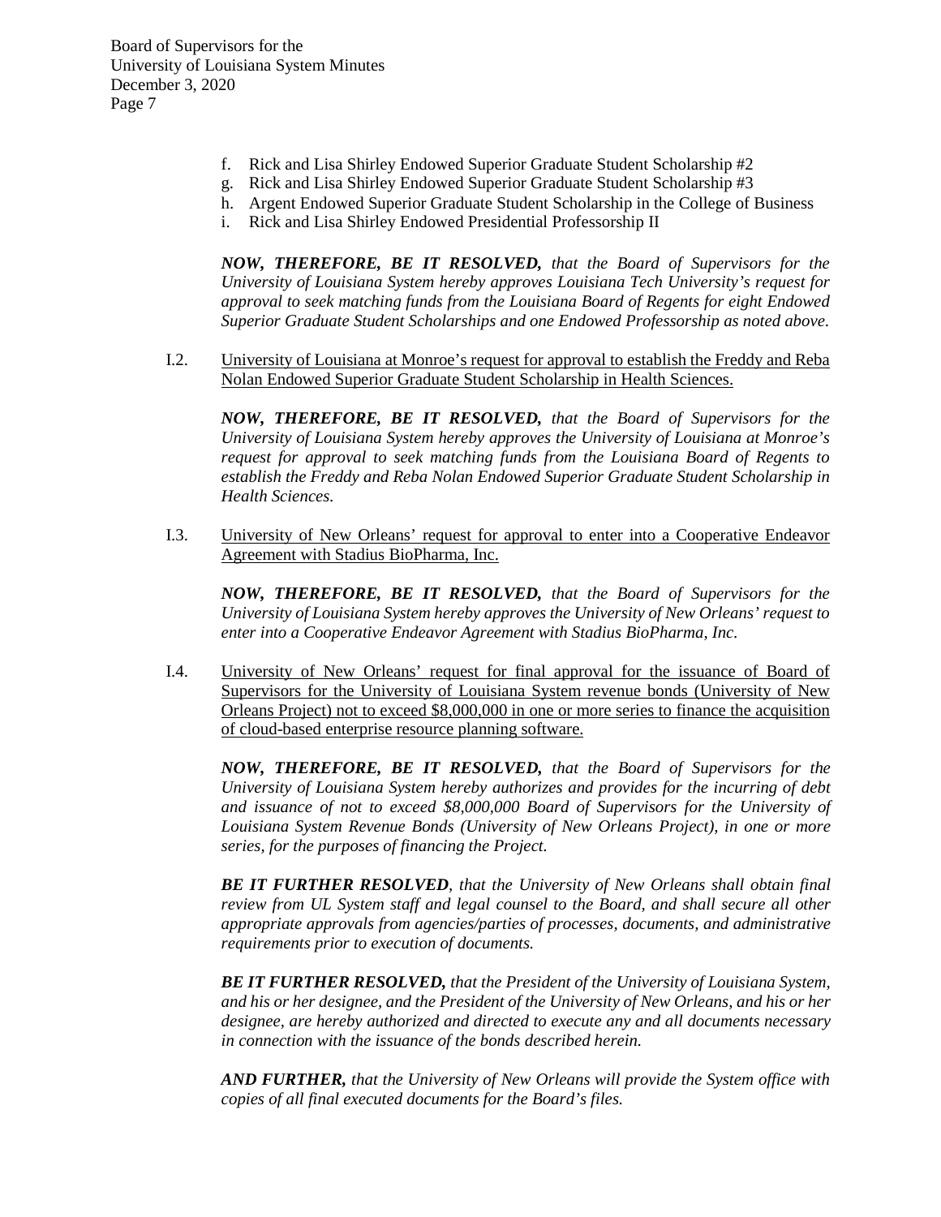f. Rick and Lisa Shirley Endowed Superior Graduate Student Scholarship #2
g. Rick and Lisa Shirley Endowed Superior Graduate Student Scholarship #3
h. Argent Endowed Superior Graduate Student Scholarship in the College of Business
i. Rick and Lisa Shirley Endowed Presidential Professorship II

***NOW, THEREFORE, BE IT RESOLVED,*** *that the Board of Supervisors for the University of Louisiana System hereby approves Louisiana Tech University's request for approval to seek matching funds from the Louisiana Board of Regents for eight Endowed Superior Graduate Student Scholarships and one Endowed Professorship as noted above.*

I.2. <u>University of Louisiana at Monroe's request for approval to establish the Freddy and Reba Nolan Endowed Superior Graduate Student Scholarship in Health Sciences.</u>

***NOW, THEREFORE, BE IT RESOLVED,*** *that the Board of Supervisors for the University of Louisiana System hereby approves the University of Louisiana at Monroe's request for approval to seek matching funds from the Louisiana Board of Regents to establish the Freddy and Reba Nolan Endowed Superior Graduate Student Scholarship in Health Sciences.*

I.3. <u>University of New Orleans' request for approval to enter into a Cooperative Endeavor Agreement with Stadius BioPharma, Inc.</u>

***NOW, THEREFORE, BE IT RESOLVED,*** *that the Board of Supervisors for the University of Louisiana System hereby approves the University of New Orleans' request to enter into a Cooperative Endeavor Agreement with Stadius BioPharma, Inc.*

I.4. <u>University of New Orleans' request for final approval for the issuance of Board of Supervisors for the University of Louisiana System revenue bonds (University of New Orleans Project) not to exceed $8,000,000 in one or more series to finance the acquisition of cloud-based enterprise resource planning software.</u>

***NOW, THEREFORE, BE IT RESOLVED,*** *that the Board of Supervisors for the University of Louisiana System hereby authorizes and provides for the incurring of debt and issuance of not to exceed $8,000,000 Board of Supervisors for the University of Louisiana System Revenue Bonds (University of New Orleans Project), in one or more series, for the purposes of financing the Project.*

***BE IT FURTHER RESOLVED****, that the University of New Orleans shall obtain final review from UL System staff and legal counsel to the Board, and shall secure all other appropriate approvals from agencies/parties of processes, documents, and administrative requirements prior to execution of documents.*

***BE IT FURTHER RESOLVED,*** *that the President of the University of Louisiana System, and his or her designee, and the President of the University of New Orleans, and his or her designee, are hereby authorized and directed to execute any and all documents necessary in connection with the issuance of the bonds described herein.*

***AND FURTHER,*** *that the University of New Orleans will provide the System office with copies of all final executed documents for the Board's files.*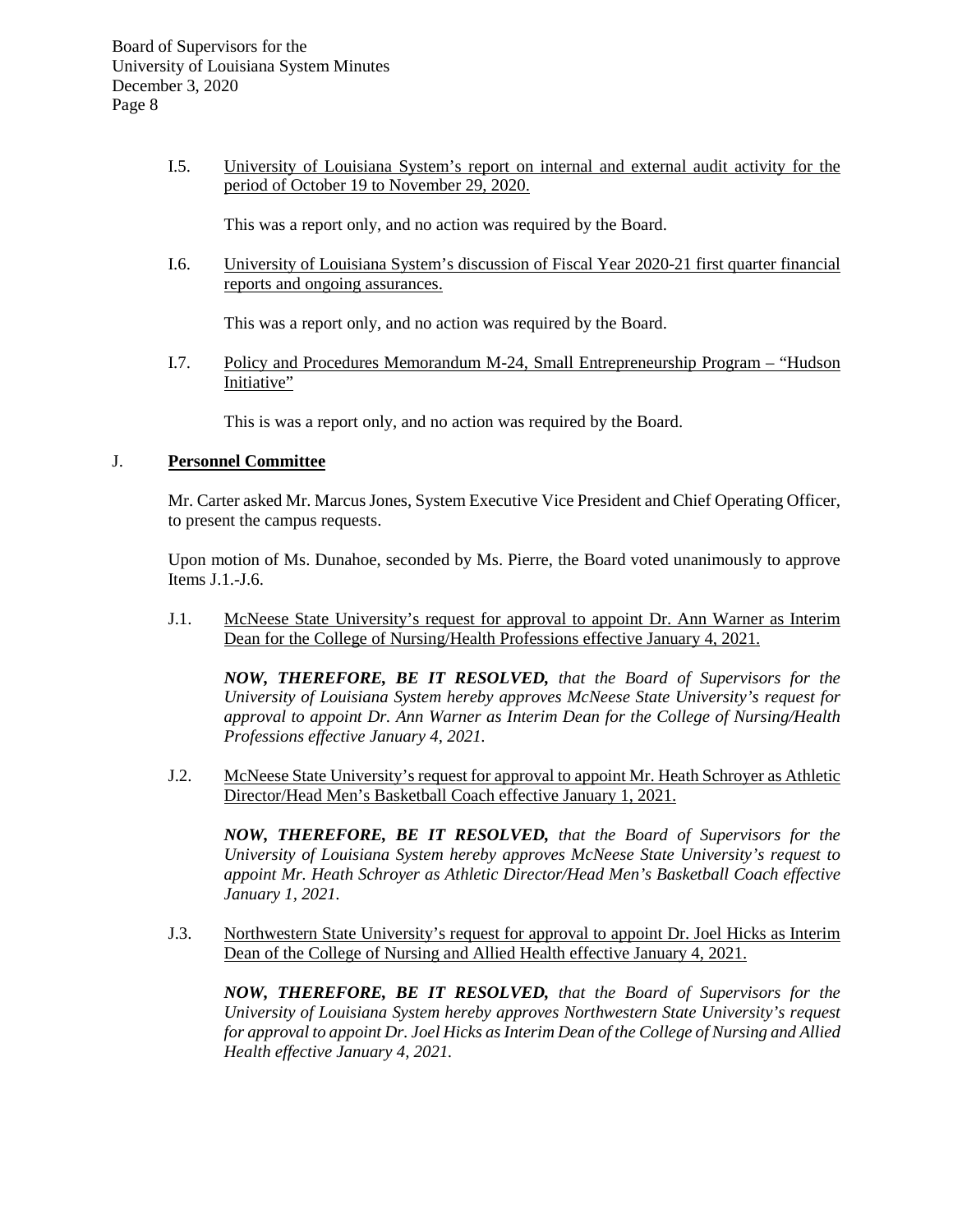I.5. University of Louisiana System's report on internal and external audit activity for the period of October 19 to November 29, 2020.

This was a report only, and no action was required by the Board.

I.6. University of Louisiana System's discussion of Fiscal Year 2020-21 first quarter financial reports and ongoing assurances.

This was a report only, and no action was required by the Board.

I.7. Policy and Procedures Memorandum M-24, Small Entrepreneurship Program – "Hudson Initiative"

This is was a report only, and no action was required by the Board.

## J. **Personnel Committee**

Mr. Carter asked Mr. Marcus Jones, System Executive Vice President and Chief Operating Officer, to present the campus requests.

Upon motion of Ms. Dunahoe, seconded by Ms. Pierre, the Board voted unanimously to approve Items J.1.-J.6.

J.1. McNeese State University's request for approval to appoint Dr. Ann Warner as Interim Dean for the College of Nursing/Health Professions effective January 4, 2021.

***NOW, THEREFORE, BE IT RESOLVED,*** *that the Board of Supervisors for the University of Louisiana System hereby approves McNeese State University's request for approval to appoint Dr. Ann Warner as Interim Dean for the College of Nursing/Health Professions effective January 4, 2021.*

J.2. McNeese State University's request for approval to appoint Mr. Heath Schroyer as Athletic Director/Head Men's Basketball Coach effective January 1, 2021.

***NOW, THEREFORE, BE IT RESOLVED,*** *that the Board of Supervisors for the University of Louisiana System hereby approves McNeese State University's request to appoint Mr. Heath Schroyer as Athletic Director/Head Men's Basketball Coach effective January 1, 2021.*

J.3. Northwestern State University's request for approval to appoint Dr. Joel Hicks as Interim Dean of the College of Nursing and Allied Health effective January 4, 2021.

***NOW, THEREFORE, BE IT RESOLVED,*** *that the Board of Supervisors for the University of Louisiana System hereby approves Northwestern State University's request for approval to appoint Dr. Joel Hicks as Interim Dean of the College of Nursing and Allied Health effective January 4, 2021.*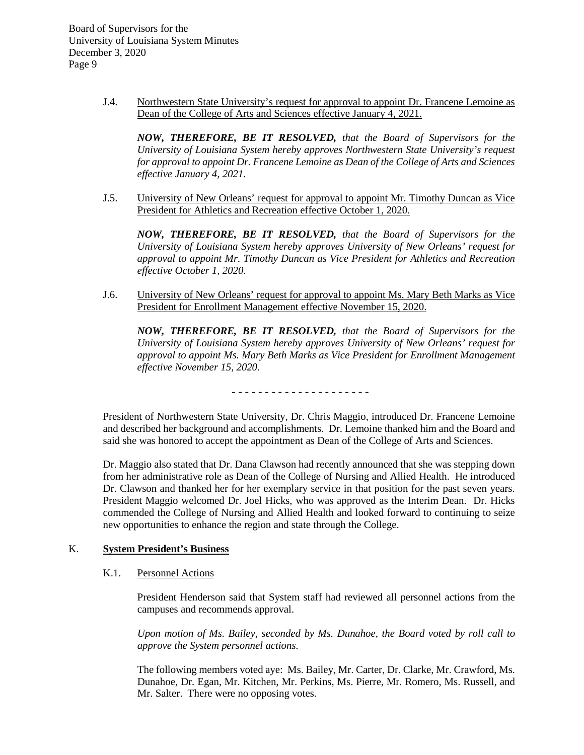J.4. Northwestern State University's request for approval to appoint Dr. Francene Lemoine as Dean of the College of Arts and Sciences effective January 4, 2021.

***NOW, THEREFORE, BE IT RESOLVED,*** *that the Board of Supervisors for the University of Louisiana System hereby approves Northwestern State University's request for approval to appoint Dr. Francene Lemoine as Dean of the College of Arts and Sciences effective January 4, 2021.*

J.5. University of New Orleans' request for approval to appoint Mr. Timothy Duncan as Vice President for Athletics and Recreation effective October 1, 2020.

***NOW, THEREFORE, BE IT RESOLVED,*** *that the Board of Supervisors for the University of Louisiana System hereby approves University of New Orleans' request for approval to appoint Mr. Timothy Duncan as Vice President for Athletics and Recreation effective October 1, 2020.*

J.6. University of New Orleans' request for approval to appoint Ms. Mary Beth Marks as Vice President for Enrollment Management effective November 15, 2020.

***NOW, THEREFORE, BE IT RESOLVED,*** *that the Board of Supervisors for the University of Louisiana System hereby approves University of New Orleans' request for approval to appoint Ms. Mary Beth Marks as Vice President for Enrollment Management effective November 15, 2020.*

- - - - - - - - - - - - - - - - - - - -

President of Northwestern State University, Dr. Chris Maggio, introduced Dr. Francene Lemoine and described her background and accomplishments. Dr. Lemoine thanked him and the Board and said she was honored to accept the appointment as Dean of the College of Arts and Sciences.

Dr. Maggio also stated that Dr. Dana Clawson had recently announced that she was stepping down from her administrative role as Dean of the College of Nursing and Allied Health. He introduced Dr. Clawson and thanked her for her exemplary service in that position for the past seven years. President Maggio welcomed Dr. Joel Hicks, who was approved as the Interim Dean. Dr. Hicks commended the College of Nursing and Allied Health and looked forward to continuing to seize new opportunities to enhance the region and state through the College.

## K. System President's Business

K.1. Personnel Actions

President Henderson said that System staff had reviewed all personnel actions from the campuses and recommends approval.

*Upon motion of Ms. Bailey, seconded by Ms. Dunahoe, the Board voted by roll call to approve the System personnel actions.*

The following members voted aye: Ms. Bailey, Mr. Carter, Dr. Clarke, Mr. Crawford, Ms. Dunahoe, Dr. Egan, Mr. Kitchen, Mr. Perkins, Ms. Pierre, Mr. Romero, Ms. Russell, and Mr. Salter. There were no opposing votes.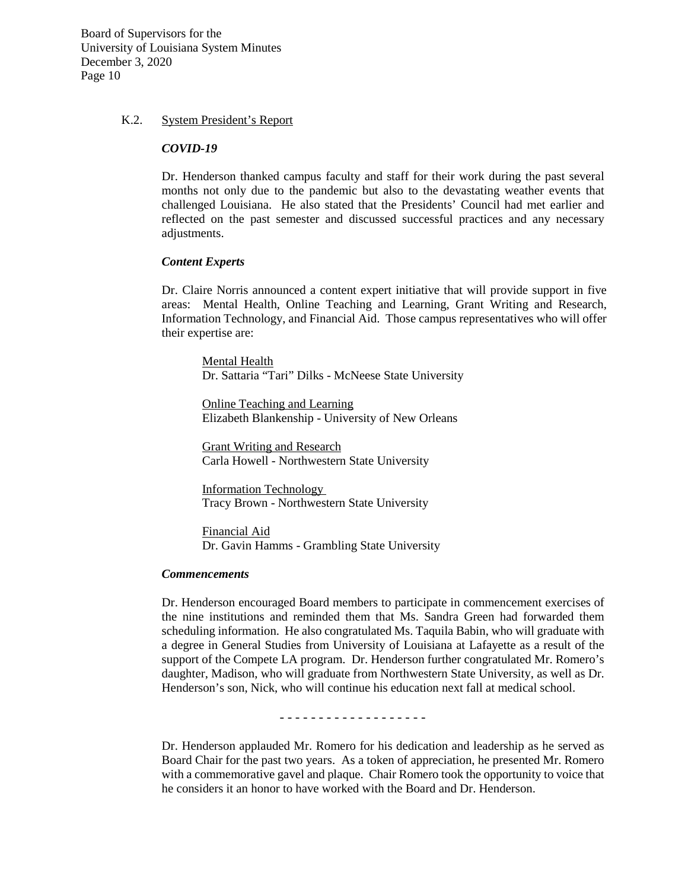### K.2. System President's Report

***COVID-19***

Dr. Henderson thanked campus faculty and staff for their work during the past several months not only due to the pandemic but also to the devastating weather events that challenged Louisiana. He also stated that the Presidents' Council had met earlier and reflected on the past semester and discussed successful practices and any necessary adjustments.

***Content Experts***

Dr. Claire Norris announced a content expert initiative that will provide support in five areas: Mental Health, Online Teaching and Learning, Grant Writing and Research, Information Technology, and Financial Aid. Those campus representatives who will offer their expertise are:

Mental Health
Dr. Sattaria "Tari" Dilks - McNeese State University

Online Teaching and Learning
Elizabeth Blankenship - University of New Orleans

Grant Writing and Research
Carla Howell - Northwestern State University

Information Technology
Tracy Brown - Northwestern State University

Financial Aid
Dr. Gavin Hamms - Grambling State University

***Commencements***

Dr. Henderson encouraged Board members to participate in commencement exercises of the nine institutions and reminded them that Ms. Sandra Green had forwarded them scheduling information. He also congratulated Ms. Taquila Babin, who will graduate with a degree in General Studies from University of Louisiana at Lafayette as a result of the support of the Compete LA program. Dr. Henderson further congratulated Mr. Romero's daughter, Madison, who will graduate from Northwestern State University, as well as Dr. Henderson's son, Nick, who will continue his education next fall at medical school.

- - - - - - - - - - - - - - - - - - -

Dr. Henderson applauded Mr. Romero for his dedication and leadership as he served as Board Chair for the past two years. As a token of appreciation, he presented Mr. Romero with a commemorative gavel and plaque. Chair Romero took the opportunity to voice that he considers it an honor to have worked with the Board and Dr. Henderson.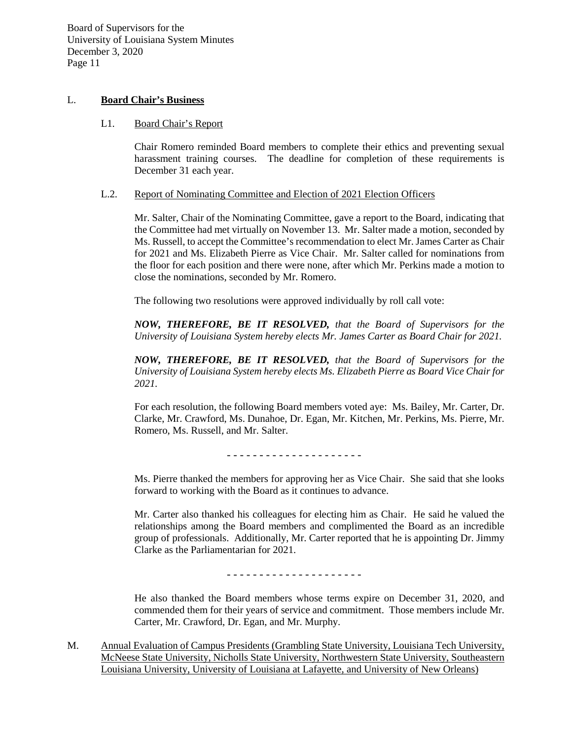## L. **Board Chair's Business**

### L1. Board Chair's Report

Chair Romero reminded Board members to complete their ethics and preventing sexual harassment training courses. The deadline for completion of these requirements is December 31 each year.

### L.2. Report of Nominating Committee and Election of 2021 Election Officers

Mr. Salter, Chair of the Nominating Committee, gave a report to the Board, indicating that the Committee had met virtually on November 13. Mr. Salter made a motion, seconded by Ms. Russell, to accept the Committee's recommendation to elect Mr. James Carter as Chair for 2021 and Ms. Elizabeth Pierre as Vice Chair. Mr. Salter called for nominations from the floor for each position and there were none, after which Mr. Perkins made a motion to close the nominations, seconded by Mr. Romero.

The following two resolutions were approved individually by roll call vote:

***NOW, THEREFORE, BE IT RESOLVED,*** *that the Board of Supervisors for the University of Louisiana System hereby elects Mr. James Carter as Board Chair for 2021.*

***NOW, THEREFORE, BE IT RESOLVED,*** *that the Board of Supervisors for the University of Louisiana System hereby elects Ms. Elizabeth Pierre as Board Vice Chair for 2021.*

For each resolution, the following Board members voted aye: Ms. Bailey, Mr. Carter, Dr. Clarke, Mr. Crawford, Ms. Dunahoe, Dr. Egan, Mr. Kitchen, Mr. Perkins, Ms. Pierre, Mr. Romero, Ms. Russell, and Mr. Salter.

- - - - - - - - - - - - - - - - - - - - -

Ms. Pierre thanked the members for approving her as Vice Chair. She said that she looks forward to working with the Board as it continues to advance.

Mr. Carter also thanked his colleagues for electing him as Chair. He said he valued the relationships among the Board members and complimented the Board as an incredible group of professionals. Additionally, Mr. Carter reported that he is appointing Dr. Jimmy Clarke as the Parliamentarian for 2021.

- - - - - - - - - - - - - - - - - - - - -

He also thanked the Board members whose terms expire on December 31, 2020, and commended them for their years of service and commitment. Those members include Mr. Carter, Mr. Crawford, Dr. Egan, and Mr. Murphy.

## M. Annual Evaluation of Campus Presidents (Grambling State University, Louisiana Tech University, McNeese State University, Nicholls State University, Northwestern State University, Southeastern Louisiana University, University of Louisiana at Lafayette, and University of New Orleans)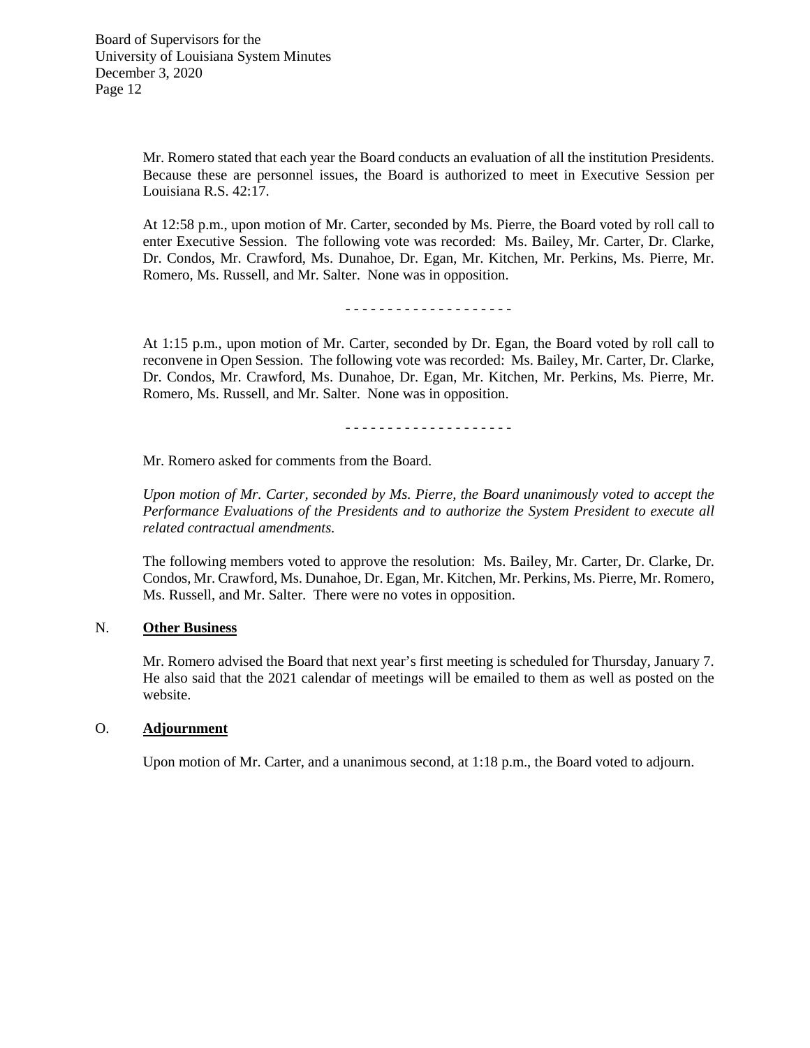Mr. Romero stated that each year the Board conducts an evaluation of all the institution Presidents. Because these are personnel issues, the Board is authorized to meet in Executive Session per Louisiana R.S. 42:17.

At 12:58 p.m., upon motion of Mr. Carter, seconded by Ms. Pierre, the Board voted by roll call to enter Executive Session. The following vote was recorded: Ms. Bailey, Mr. Carter, Dr. Clarke, Dr. Condos, Mr. Crawford, Ms. Dunahoe, Dr. Egan, Mr. Kitchen, Mr. Perkins, Ms. Pierre, Mr. Romero, Ms. Russell, and Mr. Salter. None was in opposition.

\- - - - - - - - - - - - - - - - - - - -

At 1:15 p.m., upon motion of Mr. Carter, seconded by Dr. Egan, the Board voted by roll call to reconvene in Open Session. The following vote was recorded: Ms. Bailey, Mr. Carter, Dr. Clarke, Dr. Condos, Mr. Crawford, Ms. Dunahoe, Dr. Egan, Mr. Kitchen, Mr. Perkins, Ms. Pierre, Mr. Romero, Ms. Russell, and Mr. Salter. None was in opposition.

\- - - - - - - - - - - - - - - - - - - -

Mr. Romero asked for comments from the Board.

*Upon motion of Mr. Carter, seconded by Ms. Pierre, the Board unanimously voted to accept the Performance Evaluations of the Presidents and to authorize the System President to execute all related contractual amendments.*

The following members voted to approve the resolution: Ms. Bailey, Mr. Carter, Dr. Clarke, Dr. Condos, Mr. Crawford, Ms. Dunahoe, Dr. Egan, Mr. Kitchen, Mr. Perkins, Ms. Pierre, Mr. Romero, Ms. Russell, and Mr. Salter. There were no votes in opposition.

## N. **Other Business**

Mr. Romero advised the Board that next year's first meeting is scheduled for Thursday, January 7. He also said that the 2021 calendar of meetings will be emailed to them as well as posted on the website.

## O. **Adjournment**

Upon motion of Mr. Carter, and a unanimous second, at 1:18 p.m., the Board voted to adjourn.